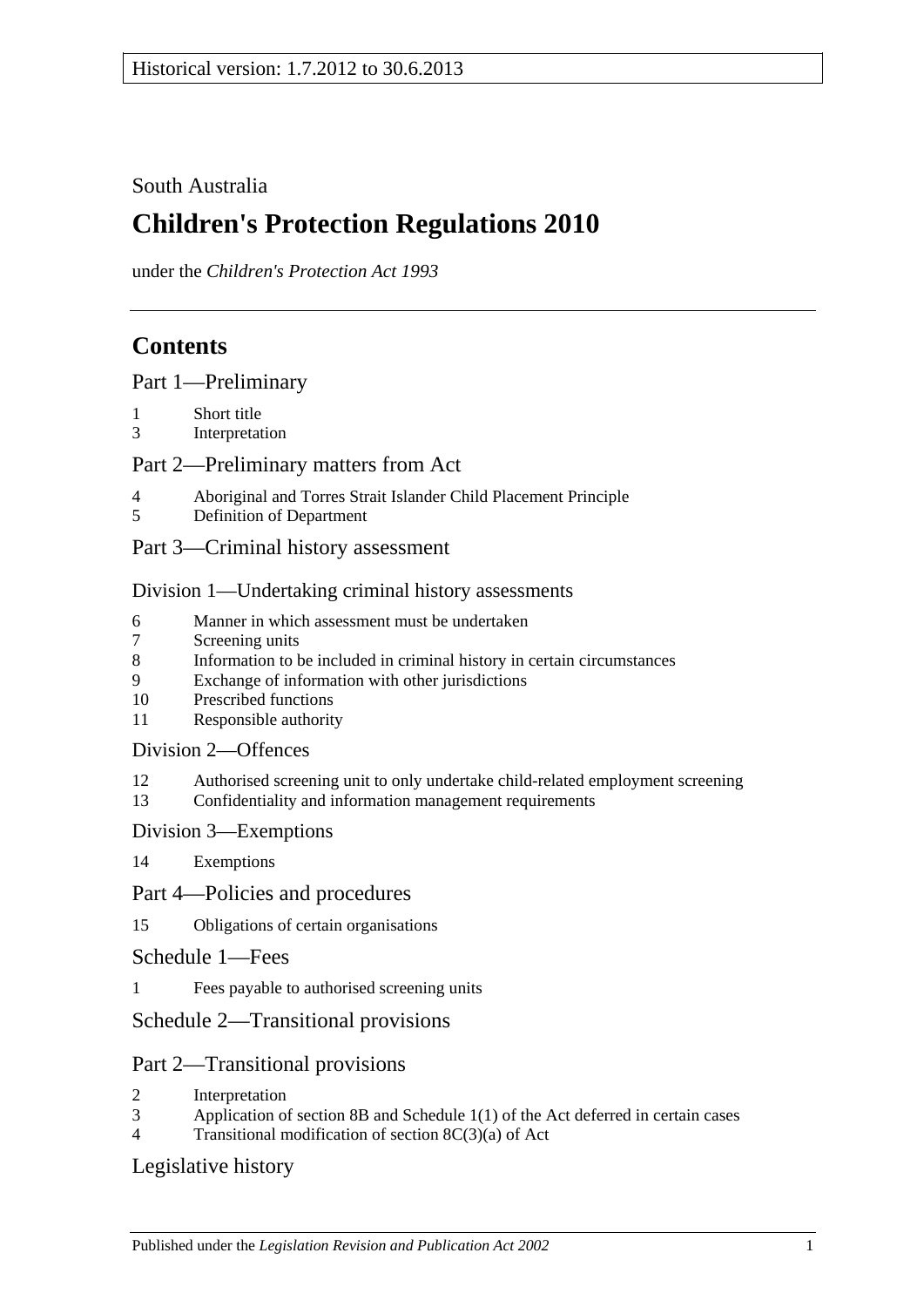Historical version: 1.7.2012 to 30.6.2013

South Australia

# Children's Protection Regulations 2010

under the *Children's Protection Act 1993*

## Contents

Part 1—Preliminary

1 Short title
3 Interpretation

Part 2—Preliminary matters from Act

4 Aboriginal and Torres Strait Islander Child Placement Principle
5 Definition of Department

Part 3—Criminal history assessment

Division 1—Undertaking criminal history assessments

6 Manner in which assessment must be undertaken
7 Screening units
8 Information to be included in criminal history in certain circumstances
9 Exchange of information with other jurisdictions
10 Prescribed functions
11 Responsible authority

Division 2—Offences

12 Authorised screening unit to only undertake child-related employment screening
13 Confidentiality and information management requirements

Division 3—Exemptions

14 Exemptions

Part 4—Policies and procedures

15 Obligations of certain organisations

Schedule 1—Fees

1 Fees payable to authorised screening units

Schedule 2—Transitional provisions

Part 2—Transitional provisions

2 Interpretation
3 Application of section 8B and Schedule 1(1) of the Act deferred in certain cases
4 Transitional modification of section 8C(3)(a) of Act

Legislative history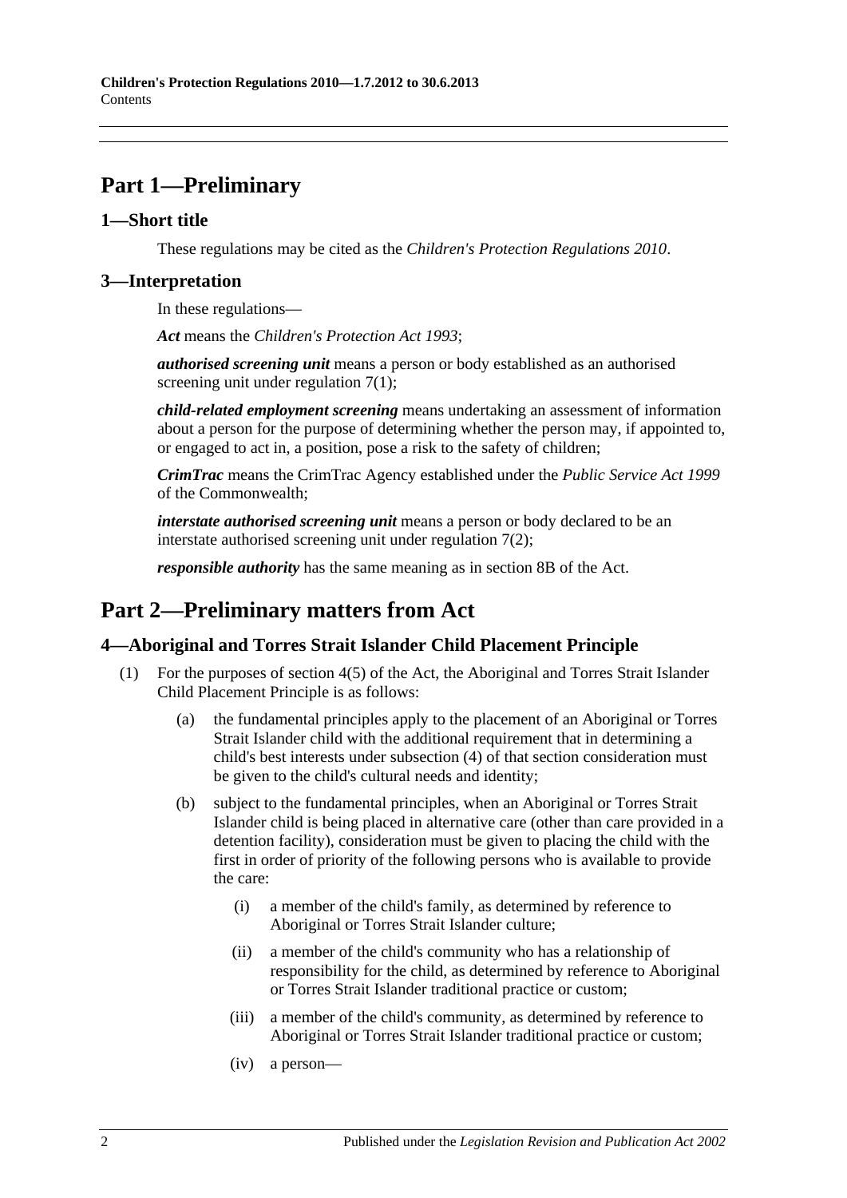# Part 1—Preliminary

## 1—Short title

These regulations may be cited as the *Children's Protection Regulations 2010*.

## 3—Interpretation

In these regulations—

***Act*** means the *Children's Protection Act 1993*;

***authorised screening unit*** means a person or body established as an authorised screening unit under regulation 7(1);

***child-related employment screening*** means undertaking an assessment of information about a person for the purpose of determining whether the person may, if appointed to, or engaged to act in, a position, pose a risk to the safety of children;

***CrimTrac*** means the CrimTrac Agency established under the *Public Service Act 1999* of the Commonwealth;

***interstate authorised screening unit*** means a person or body declared to be an interstate authorised screening unit under regulation 7(2);

***responsible authority*** has the same meaning as in section 8B of the Act.

# Part 2—Preliminary matters from Act

## 4—Aboriginal and Torres Strait Islander Child Placement Principle

(1) For the purposes of section 4(5) of the Act, the Aboriginal and Torres Strait Islander Child Placement Principle is as follows:

(a) the fundamental principles apply to the placement of an Aboriginal or Torres Strait Islander child with the additional requirement that in determining a child's best interests under subsection (4) of that section consideration must be given to the child's cultural needs and identity;

(b) subject to the fundamental principles, when an Aboriginal or Torres Strait Islander child is being placed in alternative care (other than care provided in a detention facility), consideration must be given to placing the child with the first in order of priority of the following persons who is available to provide the care:

(i) a member of the child's family, as determined by reference to Aboriginal or Torres Strait Islander culture;

(ii) a member of the child's community who has a relationship of responsibility for the child, as determined by reference to Aboriginal or Torres Strait Islander traditional practice or custom;

(iii) a member of the child's community, as determined by reference to Aboriginal or Torres Strait Islander traditional practice or custom;

(iv) a person—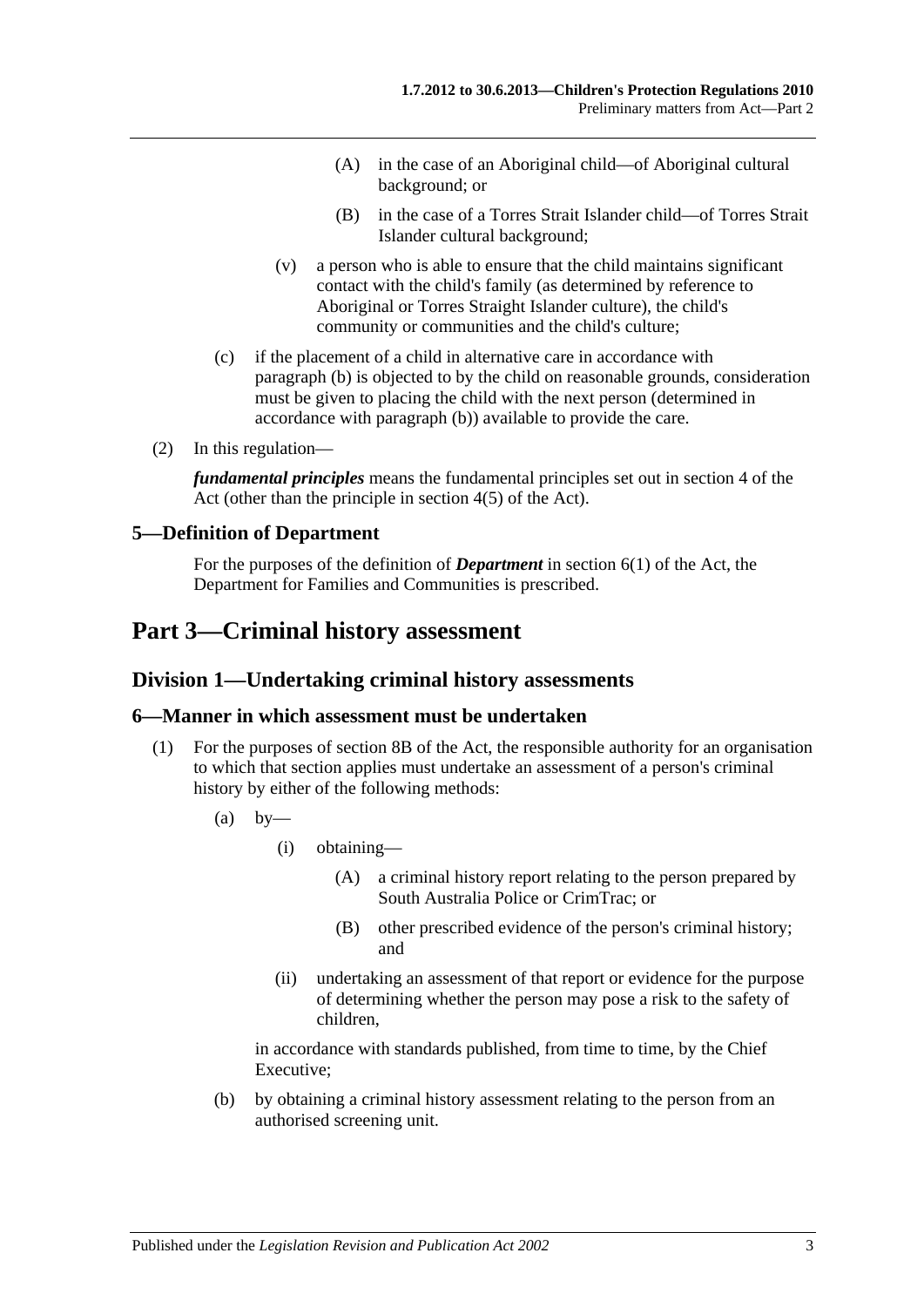(A) in the case of an Aboriginal child—of Aboriginal cultural background; or

(B) in the case of a Torres Strait Islander child—of Torres Strait Islander cultural background;

(v) a person who is able to ensure that the child maintains significant contact with the child's family (as determined by reference to Aboriginal or Torres Straight Islander culture), the child's community or communities and the child's culture;

(c) if the placement of a child in alternative care in accordance with paragraph (b) is objected to by the child on reasonable grounds, consideration must be given to placing the child with the next person (determined in accordance with paragraph (b)) available to provide the care.

(2) In this regulation—

***fundamental principles*** means the fundamental principles set out in section 4 of the Act (other than the principle in section 4(5) of the Act).

### 5—Definition of Department

For the purposes of the definition of ***Department*** in section 6(1) of the Act, the Department for Families and Communities is prescribed.

# Part 3—Criminal history assessment

## Division 1—Undertaking criminal history assessments

### 6—Manner in which assessment must be undertaken

(1) For the purposes of section 8B of the Act, the responsible authority for an organisation to which that section applies must undertake an assessment of a person's criminal history by either of the following methods:

(a) by—

(i) obtaining—

(A) a criminal history report relating to the person prepared by South Australia Police or CrimTrac; or

(B) other prescribed evidence of the person's criminal history; and

(ii) undertaking an assessment of that report or evidence for the purpose of determining whether the person may pose a risk to the safety of children,

in accordance with standards published, from time to time, by the Chief Executive;

(b) by obtaining a criminal history assessment relating to the person from an authorised screening unit.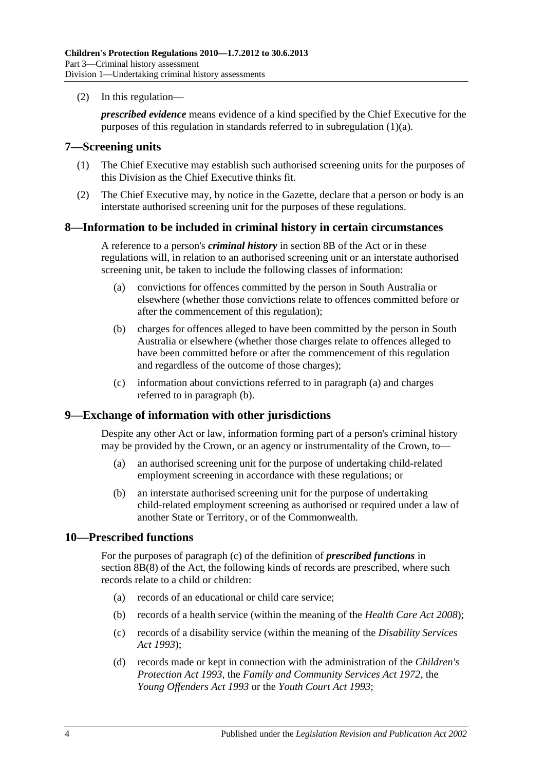(2) In this regulation—

***prescribed evidence*** means evidence of a kind specified by the Chief Executive for the purposes of this regulation in standards referred to in subregulation (1)(a).

## 7—Screening units

(1) The Chief Executive may establish such authorised screening units for the purposes of this Division as the Chief Executive thinks fit.

(2) The Chief Executive may, by notice in the Gazette, declare that a person or body is an interstate authorised screening unit for the purposes of these regulations.

## 8—Information to be included in criminal history in certain circumstances

A reference to a person's ***criminal history*** in section 8B of the Act or in these regulations will, in relation to an authorised screening unit or an interstate authorised screening unit, be taken to include the following classes of information:

(a) convictions for offences committed by the person in South Australia or elsewhere (whether those convictions relate to offences committed before or after the commencement of this regulation);

(b) charges for offences alleged to have been committed by the person in South Australia or elsewhere (whether those charges relate to offences alleged to have been committed before or after the commencement of this regulation and regardless of the outcome of those charges);

(c) information about convictions referred to in paragraph (a) and charges referred to in paragraph (b).

## 9—Exchange of information with other jurisdictions

Despite any other Act or law, information forming part of a person's criminal history may be provided by the Crown, or an agency or instrumentality of the Crown, to—

(a) an authorised screening unit for the purpose of undertaking child-related employment screening in accordance with these regulations; or

(b) an interstate authorised screening unit for the purpose of undertaking child-related employment screening as authorised or required under a law of another State or Territory, or of the Commonwealth.

## 10—Prescribed functions

For the purposes of paragraph (c) of the definition of ***prescribed functions*** in section 8B(8) of the Act, the following kinds of records are prescribed, where such records relate to a child or children:

(a) records of an educational or child care service;

(b) records of a health service (within the meaning of the *Health Care Act 2008*);

(c) records of a disability service (within the meaning of the *Disability Services Act 1993*);

(d) records made or kept in connection with the administration of the *Children's Protection Act 1993*, the *Family and Community Services Act 1972*, the *Young Offenders Act 1993* or the *Youth Court Act 1993*;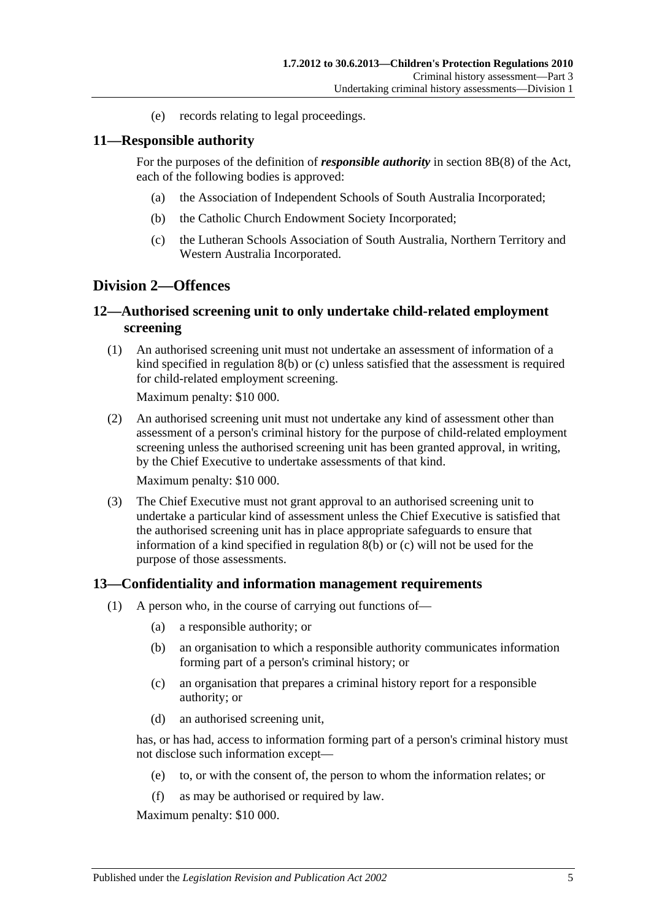(e) records relating to legal proceedings.

## 11—Responsible authority

For the purposes of the definition of ***responsible authority*** in section 8B(8) of the Act, each of the following bodies is approved:

(a) the Association of Independent Schools of South Australia Incorporated;

(b) the Catholic Church Endowment Society Incorporated;

(c) the Lutheran Schools Association of South Australia, Northern Territory and Western Australia Incorporated.

# Division 2—Offences

## 12—Authorised screening unit to only undertake child-related employment screening

(1) An authorised screening unit must not undertake an assessment of information of a kind specified in regulation 8(b) or (c) unless satisfied that the assessment is required for child-related employment screening.

Maximum penalty: $10 000.

(2) An authorised screening unit must not undertake any kind of assessment other than assessment of a person's criminal history for the purpose of child-related employment screening unless the authorised screening unit has been granted approval, in writing, by the Chief Executive to undertake assessments of that kind.

Maximum penalty: $10 000.

(3) The Chief Executive must not grant approval to an authorised screening unit to undertake a particular kind of assessment unless the Chief Executive is satisfied that the authorised screening unit has in place appropriate safeguards to ensure that information of a kind specified in regulation 8(b) or (c) will not be used for the purpose of those assessments.

## 13—Confidentiality and information management requirements

(1) A person who, in the course of carrying out functions of—

(a) a responsible authority; or

(b) an organisation to which a responsible authority communicates information forming part of a person's criminal history; or

(c) an organisation that prepares a criminal history report for a responsible authority; or

(d) an authorised screening unit,

has, or has had, access to information forming part of a person's criminal history must not disclose such information except—

(e) to, or with the consent of, the person to whom the information relates; or

(f) as may be authorised or required by law.

Maximum penalty: $10 000.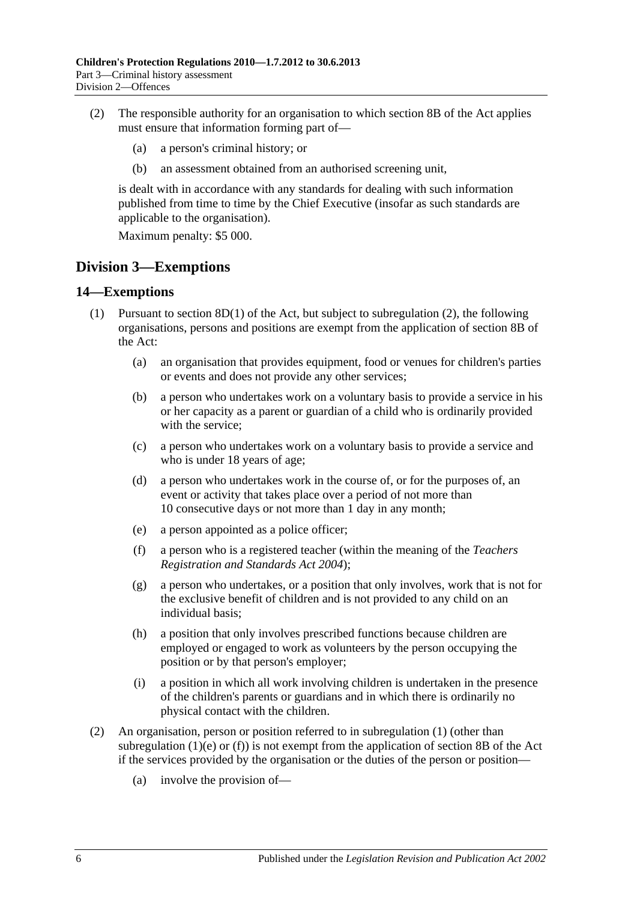(2) The responsible authority for an organisation to which section 8B of the Act applies must ensure that information forming part of—

   (a) a person's criminal history; or

   (b) an assessment obtained from an authorised screening unit,

   is dealt with in accordance with any standards for dealing with such information published from time to time by the Chief Executive (insofar as such standards are applicable to the organisation).

   Maximum penalty: $5 000.

## Division 3—Exemptions

### 14—Exemptions

(1) Pursuant to section 8D(1) of the Act, but subject to subregulation (2), the following organisations, persons and positions are exempt from the application of section 8B of the Act:

   (a) an organisation that provides equipment, food or venues for children's parties or events and does not provide any other services;

   (b) a person who undertakes work on a voluntary basis to provide a service in his or her capacity as a parent or guardian of a child who is ordinarily provided with the service;

   (c) a person who undertakes work on a voluntary basis to provide a service and who is under 18 years of age;

   (d) a person who undertakes work in the course of, or for the purposes of, an event or activity that takes place over a period of not more than 10 consecutive days or not more than 1 day in any month;

   (e) a person appointed as a police officer;

   (f) a person who is a registered teacher (within the meaning of the *Teachers Registration and Standards Act 2004*);

   (g) a person who undertakes, or a position that only involves, work that is not for the exclusive benefit of children and is not provided to any child on an individual basis;

   (h) a position that only involves prescribed functions because children are employed or engaged to work as volunteers by the person occupying the position or by that person's employer;

   (i) a position in which all work involving children is undertaken in the presence of the children's parents or guardians and in which there is ordinarily no physical contact with the children.

(2) An organisation, person or position referred to in subregulation (1) (other than subregulation (1)(e) or (f)) is not exempt from the application of section 8B of the Act if the services provided by the organisation or the duties of the person or position—

   (a) involve the provision of—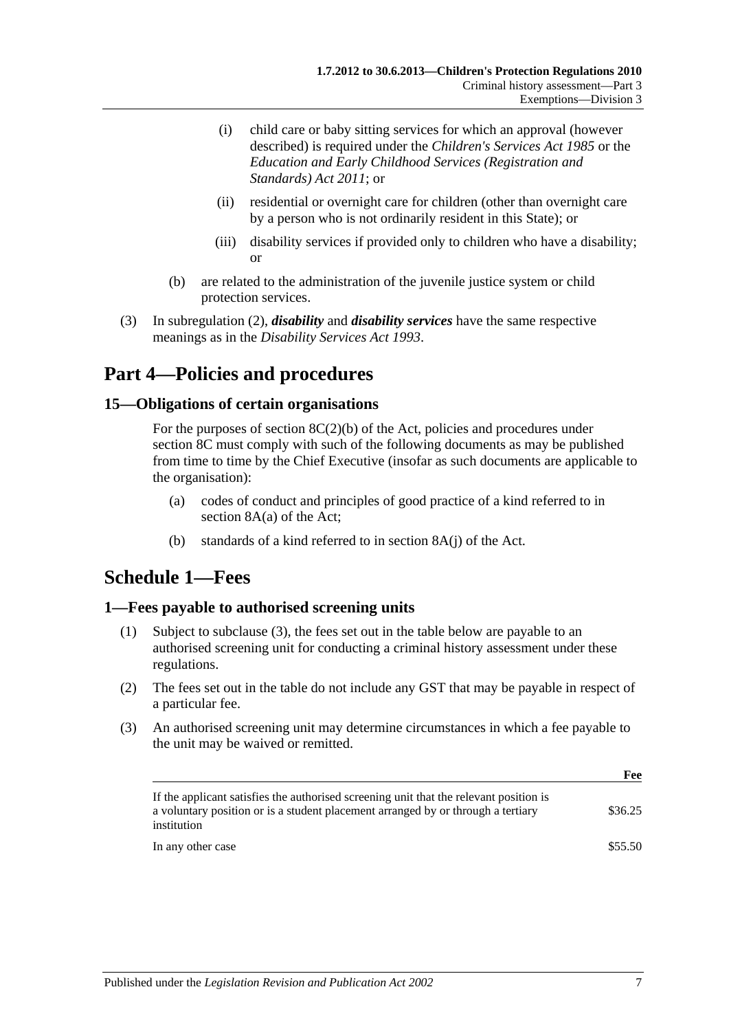(i) child care or baby sitting services for which an approval (however described) is required under the *Children's Services Act 1985* or the *Education and Early Childhood Services (Registration and Standards) Act 2011*; or

(ii) residential or overnight care for children (other than overnight care by a person who is not ordinarily resident in this State); or

(iii) disability services if provided only to children who have a disability; or

(b) are related to the administration of the juvenile justice system or child protection services.

(3) In subregulation (2), ***disability*** and ***disability services*** have the same respective meanings as in the *Disability Services Act 1993*.

# Part 4—Policies and procedures

## 15—Obligations of certain organisations

For the purposes of section 8C(2)(b) of the Act, policies and procedures under section 8C must comply with such of the following documents as may be published from time to time by the Chief Executive (insofar as such documents are applicable to the organisation):

(a) codes of conduct and principles of good practice of a kind referred to in section 8A(a) of the Act;

(b) standards of a kind referred to in section 8A(j) of the Act.

# Schedule 1—Fees

## 1—Fees payable to authorised screening units

(1) Subject to subclause (3), the fees set out in the table below are payable to an authorised screening unit for conducting a criminal history assessment under these regulations.

(2) The fees set out in the table do not include any GST that may be payable in respect of a particular fee.

(3) An authorised screening unit may determine circumstances in which a fee payable to the unit may be waived or remitted.

| | Fee |
|---|---|
| If the applicant satisfies the authorised screening unit that the relevant position is a voluntary position or is a student placement arranged by or through a tertiary institution | $36.25 |
| In any other case | $55.50 |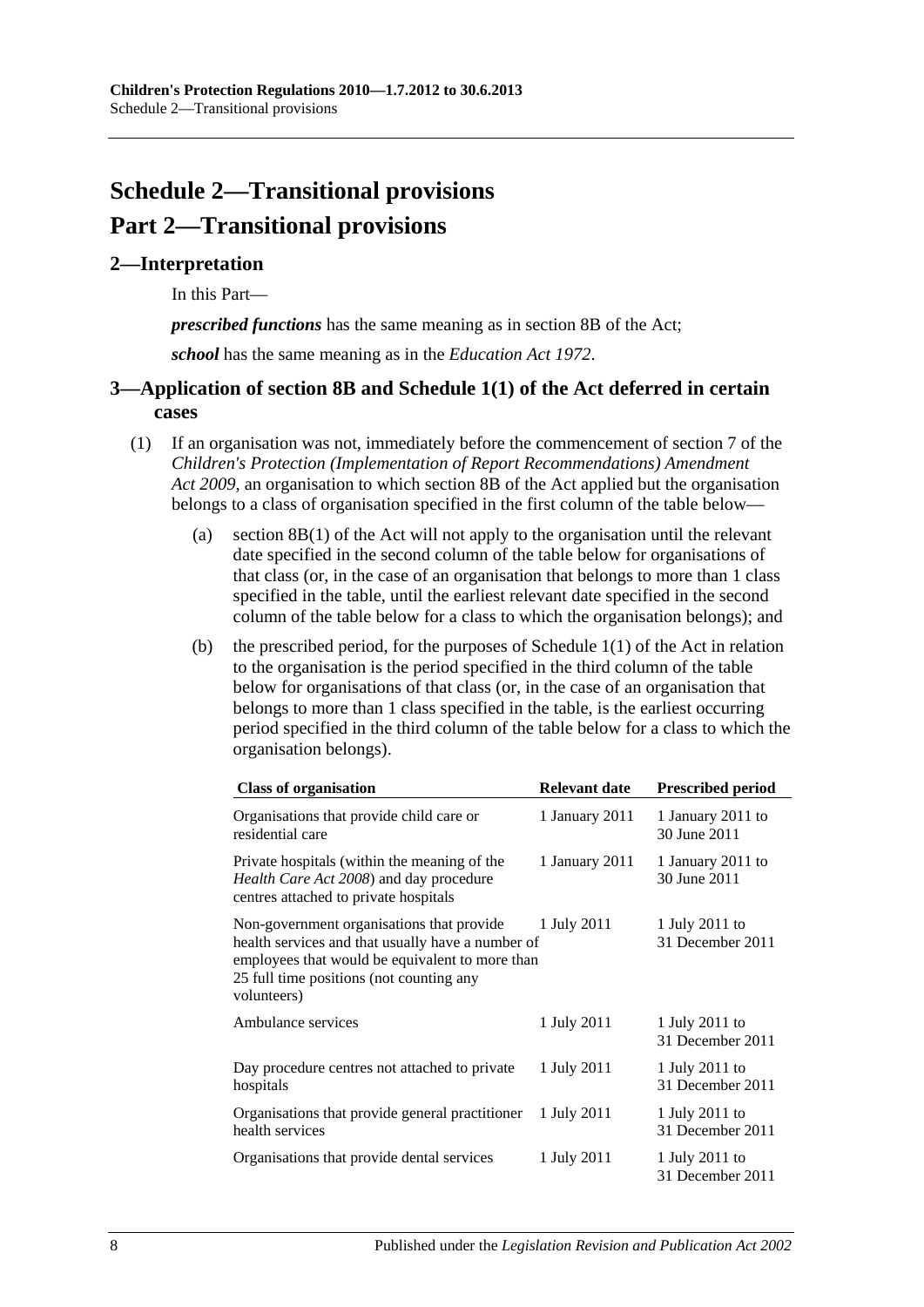# Schedule 2—Transitional provisions

# Part 2—Transitional provisions

## 2—Interpretation

In this Part—

***prescribed functions*** has the same meaning as in section 8B of the Act;

***school*** has the same meaning as in the *Education Act 1972*.

## 3—Application of section 8B and Schedule 1(1) of the Act deferred in certain cases

(1) If an organisation was not, immediately before the commencement of section 7 of the *Children's Protection (Implementation of Report Recommendations) Amendment Act 2009*, an organisation to which section 8B of the Act applied but the organisation belongs to a class of organisation specified in the first column of the table below—

(a) section 8B(1) of the Act will not apply to the organisation until the relevant date specified in the second column of the table below for organisations of that class (or, in the case of an organisation that belongs to more than 1 class specified in the table, until the earliest relevant date specified in the second column of the table below for a class to which the organisation belongs); and

(b) the prescribed period, for the purposes of Schedule 1(1) of the Act in relation to the organisation is the period specified in the third column of the table below for organisations of that class (or, in the case of an organisation that belongs to more than 1 class specified in the table, is the earliest occurring period specified in the third column of the table below for a class to which the organisation belongs).

| Class of organisation | Relevant date | Prescribed period |
|---|---|---|
| Organisations that provide child care or residential care | 1 January 2011 | 1 January 2011 to 30 June 2011 |
| Private hospitals (within the meaning of the *Health Care Act 2008*) and day procedure centres attached to private hospitals | 1 January 2011 | 1 January 2011 to 30 June 2011 |
| Non-government organisations that provide health services and that usually have a number of employees that would be equivalent to more than 25 full time positions (not counting any volunteers) | 1 July 2011 | 1 July 2011 to 31 December 2011 |
| Ambulance services | 1 July 2011 | 1 July 2011 to 31 December 2011 |
| Day procedure centres not attached to private hospitals | 1 July 2011 | 1 July 2011 to 31 December 2011 |
| Organisations that provide general practitioner health services | 1 July 2011 | 1 July 2011 to 31 December 2011 |
| Organisations that provide dental services | 1 July 2011 | 1 July 2011 to 31 December 2011 |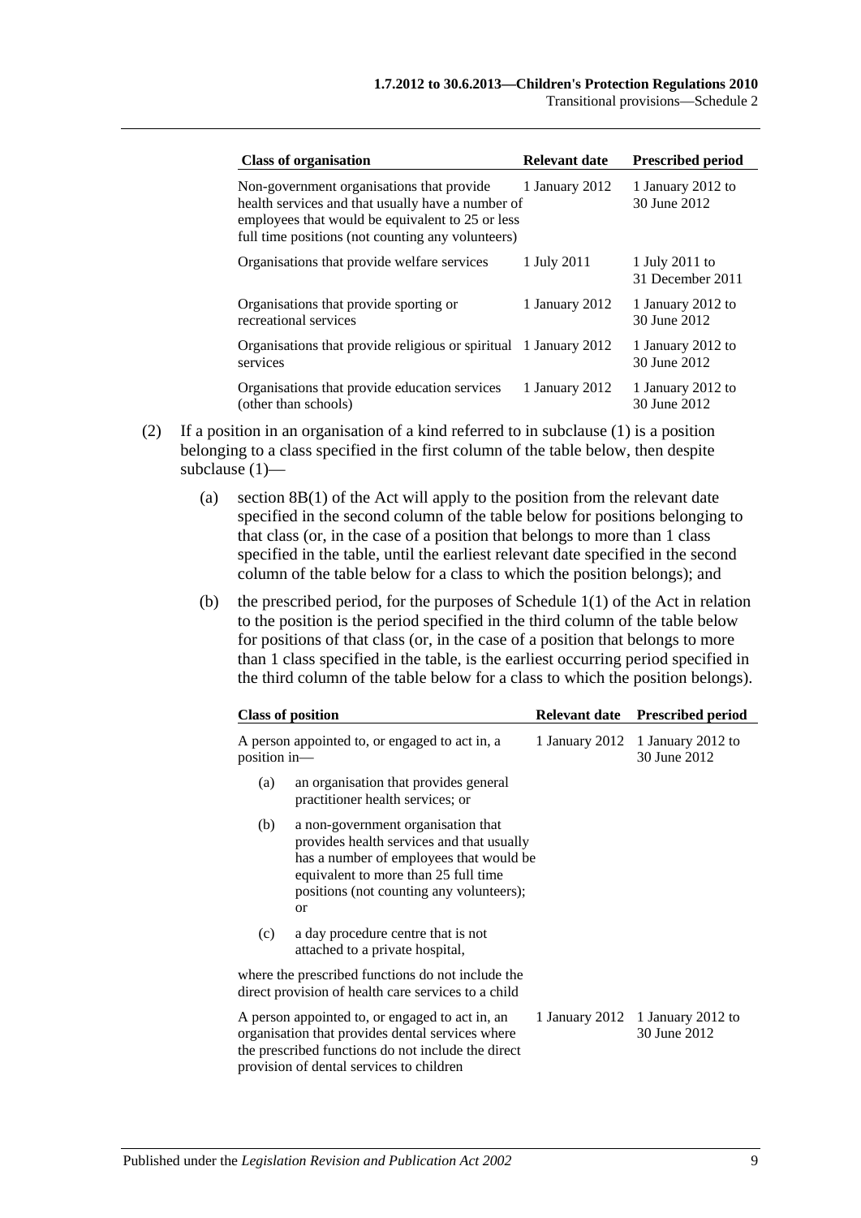| Class of organisation | Relevant date | Prescribed period |
|---|---|---|
| Non-government organisations that provide health services and that usually have a number of employees that would be equivalent to 25 or less full time positions (not counting any volunteers) | 1 January 2012 | 1 January 2012 to 30 June 2012 |
| Organisations that provide welfare services | 1 July 2011 | 1 July 2011 to 31 December 2011 |
| Organisations that provide sporting or recreational services | 1 January 2012 | 1 January 2012 to 30 June 2012 |
| Organisations that provide religious or spiritual services | 1 January 2012 | 1 January 2012 to 30 June 2012 |
| Organisations that provide education services (other than schools) | 1 January 2012 | 1 January 2012 to 30 June 2012 |

(2) If a position in an organisation of a kind referred to in subclause (1) is a position belonging to a class specified in the first column of the table below, then despite subclause (1)—

(a) section 8B(1) of the Act will apply to the position from the relevant date specified in the second column of the table below for positions belonging to that class (or, in the case of a position that belongs to more than 1 class specified in the table, until the earliest relevant date specified in the second column of the table below for a class to which the position belongs); and

(b) the prescribed period, for the purposes of Schedule 1(1) of the Act in relation to the position is the period specified in the third column of the table below for positions of that class (or, in the case of a position that belongs to more than 1 class specified in the table, is the earliest occurring period specified in the third column of the table below for a class to which the position belongs).

| Class of position | Relevant date | Prescribed period |
|---|---|---|
| A person appointed to, or engaged to act in, a position in—<br>(a) an organisation that provides general practitioner health services; or<br>(b) a non-government organisation that provides health services and that usually has a number of employees that would be equivalent to more than 25 full time positions (not counting any volunteers); or<br>(c) a day procedure centre that is not attached to a private hospital,<br>where the prescribed functions do not include the direct provision of health care services to a child | 1 January 2012 | 1 January 2012 to 30 June 2012 |
| A person appointed to, or engaged to act in, an organisation that provides dental services where the prescribed functions do not include the direct provision of dental services to children | 1 January 2012 | 1 January 2012 to 30 June 2012 |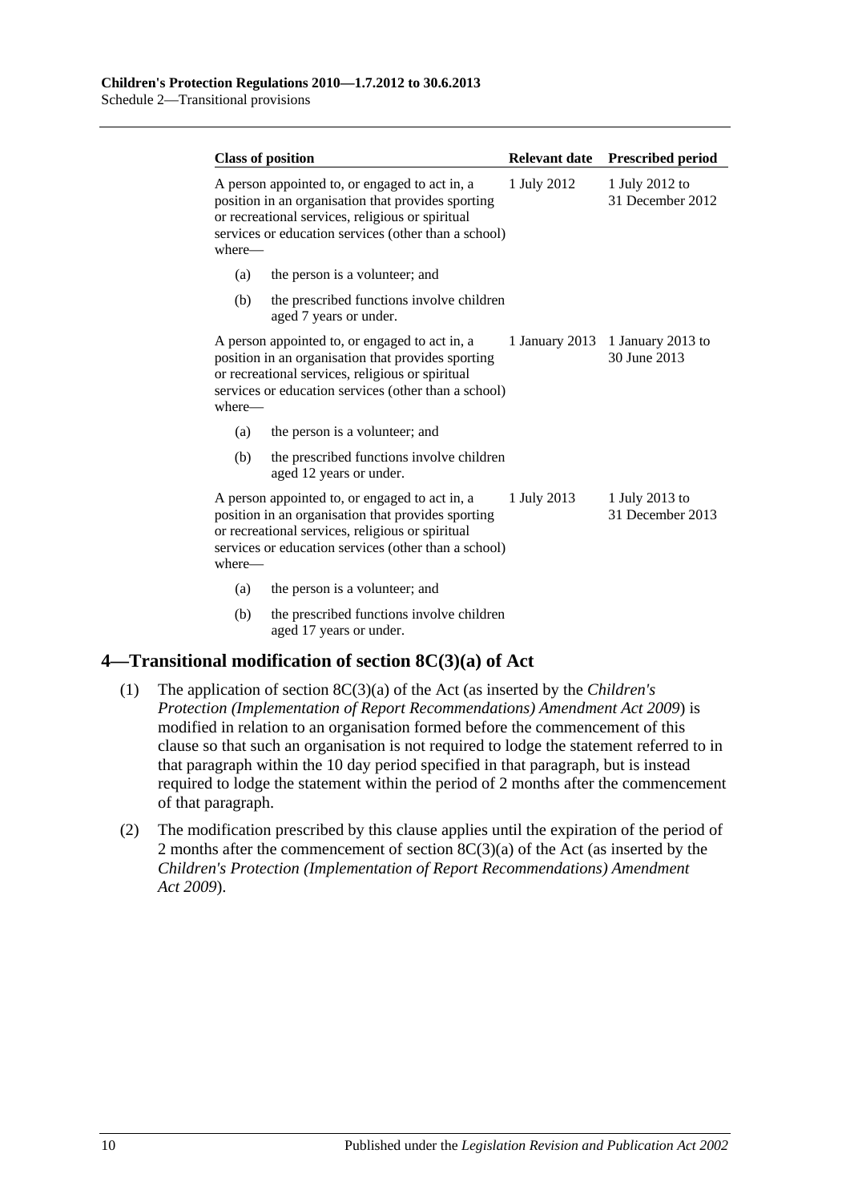| Class of position | Relevant date | Prescribed period |
|---|---|---|
| A person appointed to, or engaged to act in, a position in an organisation that provides sporting or recreational services, religious or spiritual services or education services (other than a school) where—<br>(a) the person is a volunteer; and<br>(b) the prescribed functions involve children aged 7 years or under. | 1 July 2012 | 1 July 2012 to 31 December 2012 |
| A person appointed to, or engaged to act in, a position in an organisation that provides sporting or recreational services, religious or spiritual services or education services (other than a school) where—<br>(a) the person is a volunteer; and<br>(b) the prescribed functions involve children aged 12 years or under. | 1 January 2013 | 1 January 2013 to 30 June 2013 |
| A person appointed to, or engaged to act in, a position in an organisation that provides sporting or recreational services, religious or spiritual services or education services (other than a school) where—<br>(a) the person is a volunteer; and<br>(b) the prescribed functions involve children aged 17 years or under. | 1 July 2013 | 1 July 2013 to 31 December 2013 |

## 4—Transitional modification of section 8C(3)(a) of Act

(1) The application of section 8C(3)(a) of the Act (as inserted by the *Children's Protection (Implementation of Report Recommendations) Amendment Act 2009*) is modified in relation to an organisation formed before the commencement of this clause so that such an organisation is not required to lodge the statement referred to in that paragraph within the 10 day period specified in that paragraph, but is instead required to lodge the statement within the period of 2 months after the commencement of that paragraph.

(2) The modification prescribed by this clause applies until the expiration of the period of 2 months after the commencement of section 8C(3)(a) of the Act (as inserted by the *Children's Protection (Implementation of Report Recommendations) Amendment Act 2009*).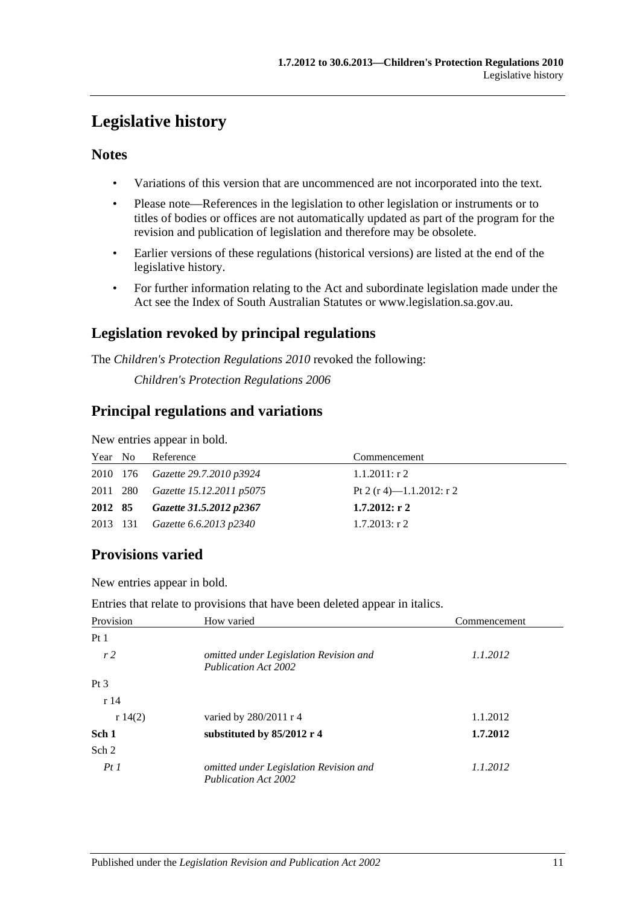# Legislative history

## Notes

- Variations of this version that are uncommenced are not incorporated into the text.
- Please note—References in the legislation to other legislation or instruments or to titles of bodies or offices are not automatically updated as part of the program for the revision and publication of legislation and therefore may be obsolete.
- Earlier versions of these regulations (historical versions) are listed at the end of the legislative history.
- For further information relating to the Act and subordinate legislation made under the Act see the Index of South Australian Statutes or www.legislation.sa.gov.au.

## Legislation revoked by principal regulations

The *Children's Protection Regulations 2010* revoked the following:

*Children's Protection Regulations 2006*

## Principal regulations and variations

New entries appear in bold.

| Year | No | Reference | Commencement |
|---|---|---|---|
| 2010 | 176 | *Gazette 29.7.2010 p3924* | 1.1.2011: r 2 |
| 2011 | 280 | *Gazette 15.12.2011 p5075* | Pt 2 (r 4)—1.1.2012: r 2 |
| **2012** | **85** | ***Gazette 31.5.2012 p2367*** | **1.7.2012: r 2** |
| 2013 | 131 | *Gazette 6.6.2013 p2340* | 1.7.2013: r 2 |

## Provisions varied

New entries appear in bold.

Entries that relate to provisions that have been deleted appear in italics.

| Provision | How varied | Commencement |
|---|---|---|
| Pt 1 | | |
| *r 2* | *omitted under Legislation Revision and Publication Act 2002* | *1.1.2012* |
| Pt 3 | | |
| r 14 | | |
| r 14(2) | varied by 280/2011 r 4 | 1.1.2012 |
| **Sch 1** | **substituted by 85/2012 r 4** | **1.7.2012** |
| Sch 2 | | |
| *Pt 1* | *omitted under Legislation Revision and Publication Act 2002* | *1.1.2012* |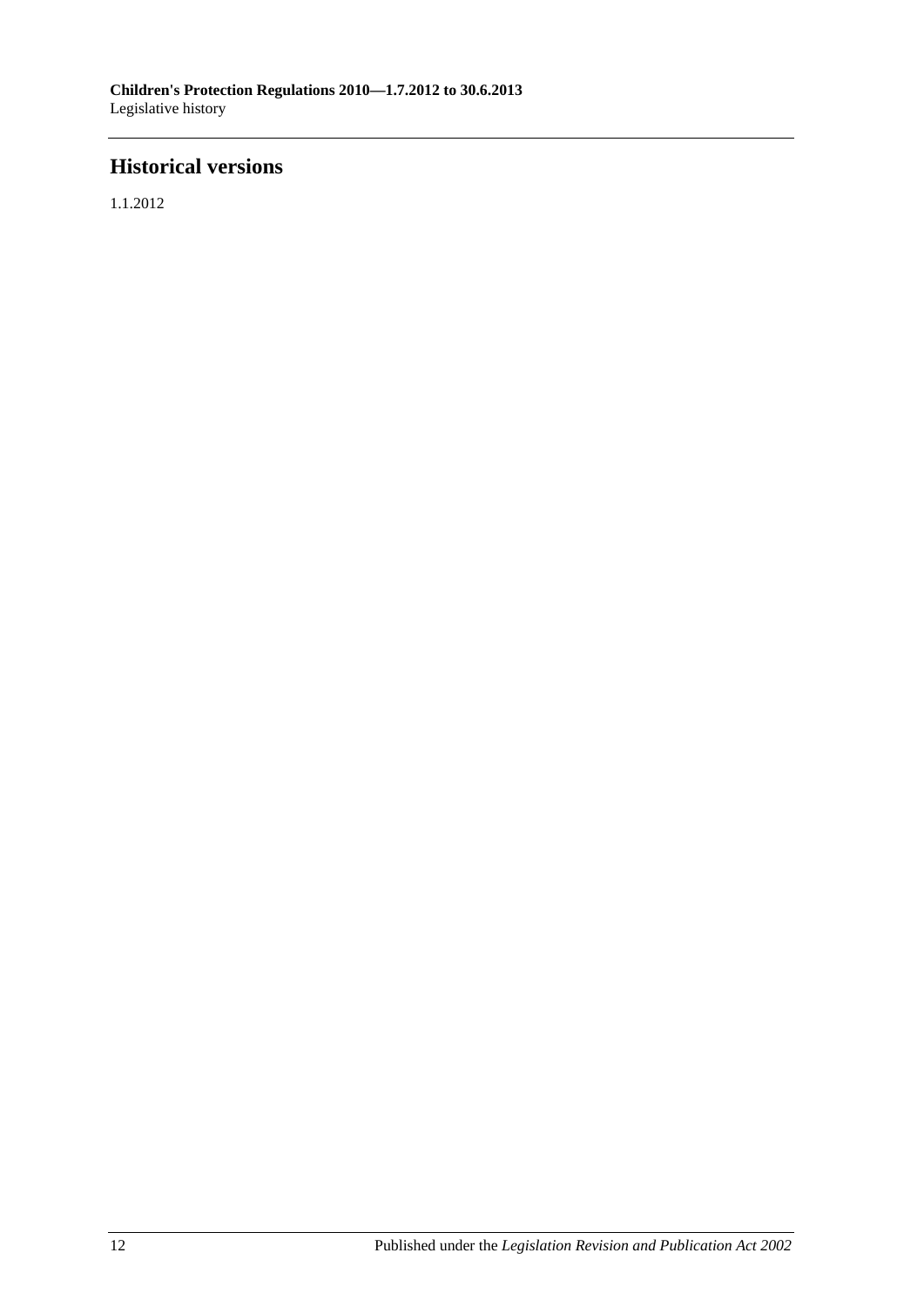## Historical versions

1.1.2012